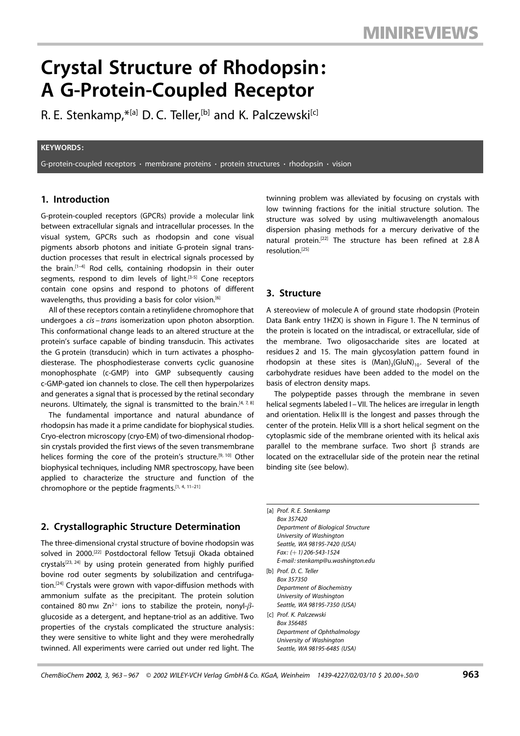# Crystal Structure of Rhodopsin: A G-Protein-Coupled Receptor

R. E. Stenkamp,*[a] D. C. Teller,[b] and K. Palczewski[c]

**KEYWORDS:**

G-protein-coupled receptors · membrane proteins · protein structures · rhodopsin · vision

## 1. Introduction

G-protein-coupled receptors (GPCRs) provide a molecular link between extracellular signals and intracellular processes. In the visual system, GPCRs such as rhodopsin and cone visual pigments absorb photons and initiate G-protein signal transduction processes that result in electrical signals processed by the brain.[1–4] Rod cells, containing rhodopsin in their outer segments, respond to dim levels of light.[3–5] Cone receptors contain cone opsins and respond to photons of different wavelengths, thus providing a basis for color vision.[6]

All of these receptors contain a retinylidene chromophore that undergoes a *cis–trans* isomerization upon photon absorption. This conformational change leads to an altered structure at the protein's surface capable of binding transducin. This activates the G protein (transducin) which in turn activates a phosphodiesterase. The phosphodiesterase converts cyclic guanosine monophosphate (c-GMP) into GMP subsequently causing c-GMP-gated ion channels to close. The cell then hyperpolarizes and generates a signal that is processed by the retinal secondary neurons. Ultimately, the signal is transmitted to the brain.[4, 7, 8]

The fundamental importance and natural abundance of rhodopsin has made it a prime candidate for biophysical studies. Cryo-electron microscopy (cryo-EM) of two-dimensional rhodopsin crystals provided the first views of the seven transmembrane helices forming the core of the protein's structure.[9, 10] Other biophysical techniques, including NMR spectroscopy, have been applied to characterize the structure and function of the chromophore or the peptide fragments.[1, 4, 11–21]

## 2. Crystallographic Structure Determination

The three-dimensional crystal structure of bovine rhodopsin was solved in 2000.[22] Postdoctoral fellow Tetsuji Okada obtained crystals[23, 24] by using protein generated from highly purified bovine rod outer segments by solubilization and centrifugation.[24] Crystals were grown with vapor-diffusion methods with ammonium sulfate as the precipitant. The protein solution contained 80 mM $Zn^{2+}$ ions to stabilize the protein, nonyl-$\beta$-glucoside as a detergent, and heptane-triol as an additive. Two properties of the crystals complicated the structure analysis: they were sensitive to white light and they were merohedrally twinned. All experiments were carried out under red light. The twinning problem was alleviated by focusing on crystals with low twinning fractions for the initial structure solution. The structure was solved by using multiwavelength anomalous dispersion phasing methods for a mercury derivative of the natural protein.[22] The structure has been refined at 2.8 Å resolution.[25]

## 3. Structure

A stereoview of molecule A of ground state rhodopsin (Protein Data Bank entry 1HZX) is shown in Figure 1. The N terminus of the protein is located on the intradiscal, or extracellular, side of the membrane. Two oligosaccharide sites are located at residues 2 and 15. The main glycosylation pattern found in rhodopsin at these sites is $(Man)_3(GluN)_{10}$. Several of the carbohydrate residues have been added to the model on the basis of electron density maps.

The polypeptide passes through the membrane in seven helical segments labeled I–VII. The helices are irregular in length and orientation. Helix III is the longest and passes through the center of the protein. Helix VIII is a short helical segment on the cytoplasmic side of the membrane oriented with its helical axis parallel to the membrane surface. Two short $\beta$ strands are located on the extracellular side of the protein near the retinal binding site (see below).

[a] Prof. R. E. Stenkamp
Box 357420
Department of Biological Structure
University of Washington
Seattle, WA 98195-7420 (USA)
Fax: (+1) 206-543-1524
E-mail: stenkamp@u.washington.edu

[b] Prof. D. C. Teller
Box 357350
Department of Biochemistry
University of Washington
Seattle, WA 98195-7350 (USA)

[c] Prof. K. Palczewski
Box 356485
Department of Ophthalmology
University of Washington
Seattle, WA 98195-6485 (USA)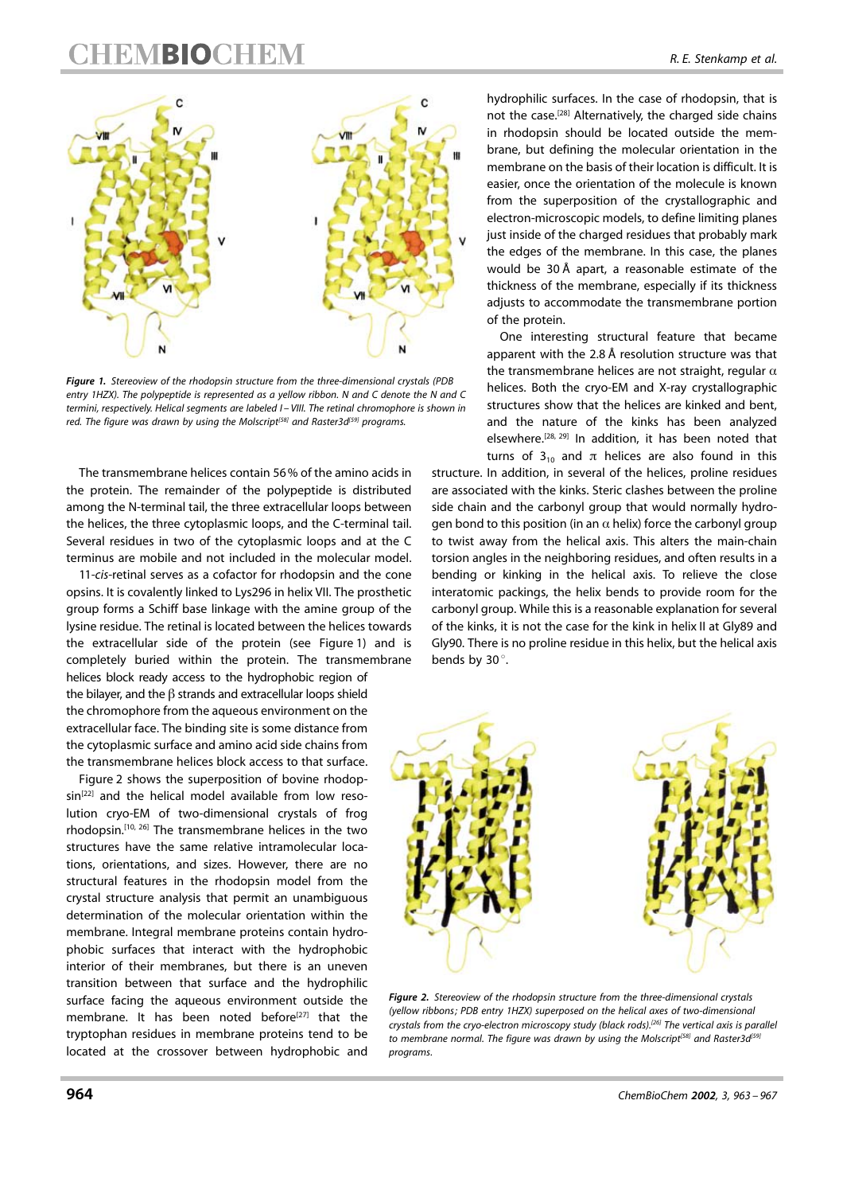*Figure 1. Stereoview of the rhodopsin structure from the three-dimensional crystals (PDB entry 1HZX). The polypeptide is represented as a yellow ribbon. N and C denote the N and C termini, respectively. Helical segments are labeled I–VIII. The retinal chromophore is shown in red. The figure was drawn by using the Molscript[58] and Raster3d[59] programs.*

The transmembrane helices contain 56% of the amino acids in the protein. The remainder of the polypeptide is distributed among the N-terminal tail, the three extracellular loops between the helices, the three cytoplasmic loops, and the C-terminal tail. Several residues in two of the cytoplasmic loops and at the C terminus are mobile and not included in the molecular model.

11-*cis*-retinal serves as a cofactor for rhodopsin and the cone opsins. It is covalently linked to Lys296 in helix VII. The prosthetic group forms a Schiff base linkage with the amine group of the lysine residue. The retinal is located between the helices towards the extracellular side of the protein (see Figure 1) and is completely buried within the protein. The transmembrane helices block ready access to the hydrophobic region of the bilayer, and the β strands and extracellular loops shield the chromophore from the aqueous environment on the extracellular face. The binding site is some distance from the cytoplasmic surface and amino acid side chains from the transmembrane helices block access to that surface.

Figure 2 shows the superposition of bovine rhodopsin[22] and the helical model available from low resolution cryo-EM of two-dimensional crystals of frog rhodopsin.[10, 26] The transmembrane helices in the two structures have the same relative intramolecular locations, orientations, and sizes. However, there are no structural features in the rhodopsin model from the crystal structure analysis that permit an unambiguous determination of the molecular orientation within the membrane. Integral membrane proteins contain hydrophobic surfaces that interact with the hydrophobic interior of their membranes, but there is an uneven transition between that surface and the hydrophilic surface facing the aqueous environment outside the membrane. It has been noted before[27] that the tryptophan residues in membrane proteins tend to be located at the crossover between hydrophobic and hydrophilic surfaces. In the case of rhodopsin, that is not the case.[28] Alternatively, the charged side chains in rhodopsin should be located outside the membrane, but defining the molecular orientation in the membrane on the basis of their location is difficult. It is easier, once the orientation of the molecule is known from the superposition of the crystallographic and electron-microscopic models, to define limiting planes just inside of the charged residues that probably mark the edges of the membrane. In this case, the planes would be 30 Å apart, a reasonable estimate of the thickness of the membrane, especially if its thickness adjusts to accommodate the transmembrane portion of the protein.

One interesting structural feature that became apparent with the 2.8 Å resolution structure was that the transmembrane helices are not straight, regular α helices. Both the cryo-EM and X-ray crystallographic structures show that the helices are kinked and bent, and the nature of the kinks has been analyzed elsewhere.[28, 29] In addition, it has been noted that turns of $3_{10}$ and π helices are also found in this structure. In addition, in several of the helices, proline residues are associated with the kinks. Steric clashes between the proline side chain and the carbonyl group that would normally hydrogen bond to this position (in an α helix) force the carbonyl group to twist away from the helical axis. This alters the main-chain torsion angles in the neighboring residues, and often results in a bending or kinking in the helical axis. To relieve the close interatomic packings, the helix bends to provide room for the carbonyl group. While this is a reasonable explanation for several of the kinks, it is not the case for the kink in helix II at Gly89 and Gly90. There is no proline residue in this helix, but the helical axis bends by 30°.

*Figure 2. Stereoview of the rhodopsin structure from the three-dimensional crystals (yellow ribbons; PDB entry 1HZX) superposed on the helical axes of two-dimensional crystals from the cryo-electron microscopy study (black rods).[26] The vertical axis is parallel to membrane normal. The figure was drawn by using the Molscript[58] and Raster3d[59] programs.*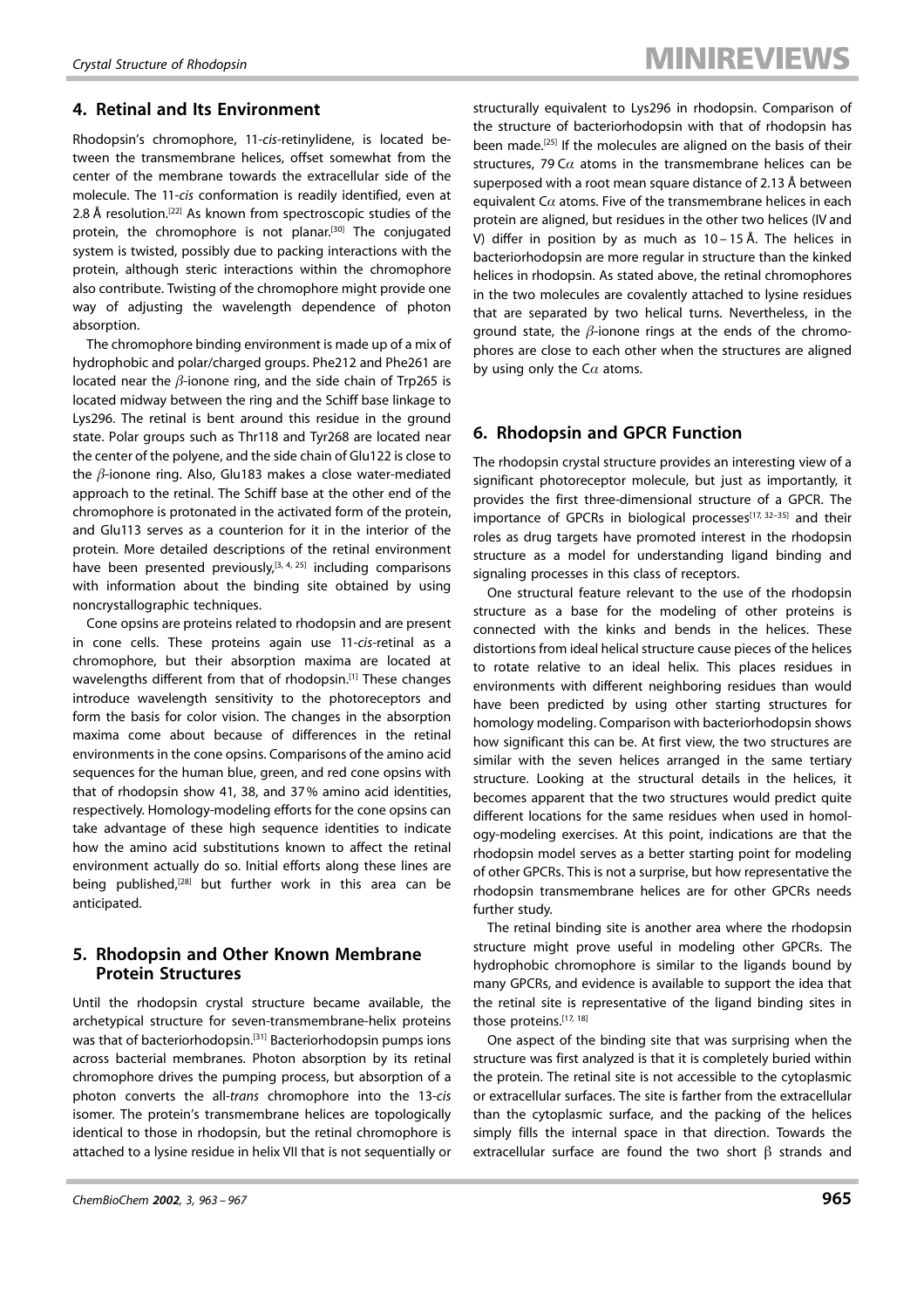## 4. Retinal and Its Environment

Rhodopsin's chromophore, 11-*cis*-retinylidene, is located between the transmembrane helices, offset somewhat from the center of the membrane towards the extracellular side of the molecule. The 11-*cis* conformation is readily identified, even at 2.8 Å resolution.[22] As known from spectroscopic studies of the protein, the chromophore is not planar.[30] The conjugated system is twisted, possibly due to packing interactions with the protein, although steric interactions within the chromophore also contribute. Twisting of the chromophore might provide one way of adjusting the wavelength dependence of photon absorption.

The chromophore binding environment is made up of a mix of hydrophobic and polar/charged groups. Phe212 and Phe261 are located near the $\beta$-ionone ring, and the side chain of Trp265 is located midway between the ring and the Schiff base linkage to Lys296. The retinal is bent around this residue in the ground state. Polar groups such as Thr118 and Tyr268 are located near the center of the polyene, and the side chain of Glu122 is close to the $\beta$-ionone ring. Also, Glu183 makes a close water-mediated approach to the retinal. The Schiff base at the other end of the chromophore is protonated in the activated form of the protein, and Glu113 serves as a counterion for it in the interior of the protein. More detailed descriptions of the retinal environment have been presented previously,[3, 4, 25] including comparisons with information about the binding site obtained by using noncrystallographic techniques.

Cone opsins are proteins related to rhodopsin and are present in cone cells. These proteins again use 11-*cis*-retinal as a chromophore, but their absorption maxima are located at wavelengths different from that of rhodopsin.[1] These changes introduce wavelength sensitivity to the photoreceptors and form the basis for color vision. The changes in the absorption maxima come about because of differences in the retinal environments in the cone opsins. Comparisons of the amino acid sequences for the human blue, green, and red cone opsins with that of rhodopsin show 41, 38, and 37% amino acid identities, respectively. Homology-modeling efforts for the cone opsins can take advantage of these high sequence identities to indicate how the amino acid substitutions known to affect the retinal environment actually do so. Initial efforts along these lines are being published,[28] but further work in this area can be anticipated.

## 5. Rhodopsin and Other Known Membrane Protein Structures

Until the rhodopsin crystal structure became available, the archetypical structure for seven-transmembrane-helix proteins was that of bacteriorhodopsin.[31] Bacteriorhodopsin pumps ions across bacterial membranes. Photon absorption by its retinal chromophore drives the pumping process, but absorption of a photon converts the all-*trans* chromophore into the 13-*cis* isomer. The protein's transmembrane helices are topologically identical to those in rhodopsin, but the retinal chromophore is attached to a lysine residue in helix VII that is not sequentially or structurally equivalent to Lys296 in rhodopsin. Comparison of the structure of bacteriorhodopsin with that of rhodopsin has been made.[25] If the molecules are aligned on the basis of their structures, 79 C$\alpha$ atoms in the transmembrane helices can be superposed with a root mean square distance of 2.13 Å between equivalent C$\alpha$ atoms. Five of the transmembrane helices in each protein are aligned, but residues in the other two helices (IV and V) differ in position by as much as 10–15 Å. The helices in bacteriorhodopsin are more regular in structure than the kinked helices in rhodopsin. As stated above, the retinal chromophores in the two molecules are covalently attached to lysine residues that are separated by two helical turns. Nevertheless, in the ground state, the $\beta$-ionone rings at the ends of the chromophores are close to each other when the structures are aligned by using only the C$\alpha$ atoms.

## 6. Rhodopsin and GPCR Function

The rhodopsin crystal structure provides an interesting view of a significant photoreceptor molecule, but just as importantly, it provides the first three-dimensional structure of a GPCR. The importance of GPCRs in biological processes[17, 32–35] and their roles as drug targets have promoted interest in the rhodopsin structure as a model for understanding ligand binding and signaling processes in this class of receptors.

One structural feature relevant to the use of the rhodopsin structure as a base for the modeling of other proteins is connected with the kinks and bends in the helices. These distortions from ideal helical structure cause pieces of the helices to rotate relative to an ideal helix. This places residues in environments with different neighboring residues than would have been predicted by using other starting structures for homology modeling. Comparison with bacteriorhodopsin shows how significant this can be. At first view, the two structures are similar with the seven helices arranged in the same tertiary structure. Looking at the structural details in the helices, it becomes apparent that the two structures would predict quite different locations for the same residues when used in homology-modeling exercises. At this point, indications are that the rhodopsin model serves as a better starting point for modeling of other GPCRs. This is not a surprise, but how representative the rhodopsin transmembrane helices are for other GPCRs needs further study.

The retinal binding site is another area where the rhodopsin structure might prove useful in modeling other GPCRs. The hydrophobic chromophore is similar to the ligands bound by many GPCRs, and evidence is available to support the idea that the retinal site is representative of the ligand binding sites in those proteins.[17, 18]

One aspect of the binding site that was surprising when the structure was first analyzed is that it is completely buried within the protein. The retinal site is not accessible to the cytoplasmic or extracellular surfaces. The site is farther from the extracellular than the cytoplasmic surface, and the packing of the helices simply fills the internal space in that direction. Towards the extracellular surface are found the two short $\beta$ strands and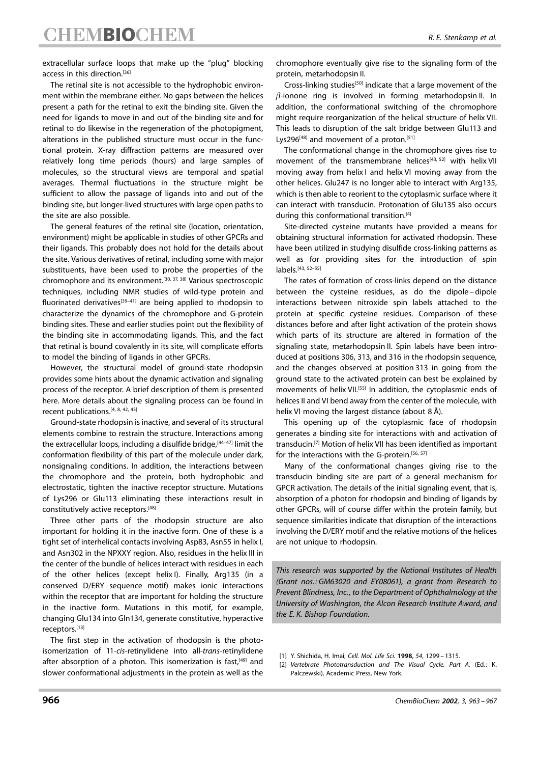extracellular surface loops that make up the "plug" blocking access in this direction.[36]

The retinal site is not accessible to the hydrophobic environment within the membrane either. No gaps between the helices present a path for the retinal to exit the binding site. Given the need for ligands to move in and out of the binding site and for retinal to do likewise in the regeneration of the photopigment, alterations in the published structure must occur in the functional protein. X-ray diffraction patterns are measured over relatively long time periods (hours) and large samples of molecules, so the structural views are temporal and spatial averages. Thermal fluctuations in the structure might be sufficient to allow the passage of ligands into and out of the binding site, but longer-lived structures with large open paths to the site are also possible.

The general features of the retinal site (location, orientation, environment) might be applicable in studies of other GPCRs and their ligands. This probably does not hold for the details about the site. Various derivatives of retinal, including some with major substituents, have been used to probe the properties of the chromophore and its environment.[30, 37, 38] Various spectroscopic techniques, including NMR studies of wild-type protein and fluorinated derivatives[39–41] are being applied to rhodopsin to characterize the dynamics of the chromophore and G-protein binding sites. These and earlier studies point out the flexibility of the binding site in accommodating ligands. This, and the fact that retinal is bound covalently in its site, will complicate efforts to model the binding of ligands in other GPCRs.

However, the structural model of ground-state rhodopsin provides some hints about the dynamic activation and signaling process of the receptor. A brief description of them is presented here. More details about the signaling process can be found in recent publications.[4, 8, 42, 43]

Ground-state rhodopsin is inactive, and several of its structural elements combine to restrain the structure. Interactions among the extracellular loops, including a disulfide bridge,[44–47] limit the conformation flexibility of this part of the molecule under dark, nonsignaling conditions. In addition, the interactions between the chromophore and the protein, both hydrophobic and electrostatic, tighten the inactive receptor structure. Mutations of Lys296 or Glu113 eliminating these interactions result in constitutively active receptors.[48]

Three other parts of the rhodopsin structure are also important for holding it in the inactive form. One of these is a tight set of interhelical contacts involving Asp83, Asn55 in helix I, and Asn302 in the NPXXY region. Also, residues in the helix III in the center of the bundle of helices interact with residues in each of the other helices (except helix I). Finally, Arg135 (in a conserved D/ERY sequence motif) makes ionic interactions within the receptor that are important for holding the structure in the inactive form. Mutations in this motif, for example, changing Glu134 into Gln134, generate constitutive, hyperactive receptors.[13]

The first step in the activation of rhodopsin is the photoisomerization of 11-*cis*-retinylidene into all-*trans*-retinylidene after absorption of a photon. This isomerization is fast,[49] and slower conformational adjustments in the protein as well as the chromophore eventually give rise to the signaling form of the protein, metarhodopsin II.

Cross-linking studies[50] indicate that a large movement of the $\beta$-ionone ring is involved in forming metarhodopsin II. In addition, the conformational switching of the chromophore might require reorganization of the helical structure of helix VII. This leads to disruption of the salt bridge between Glu113 and Lys296[48] and movement of a proton.[51]

The conformational change in the chromophore gives rise to movement of the transmembrane helices[43, 52] with helix VII moving away from helix I and helix VI moving away from the other helices. Glu247 is no longer able to interact with Arg135, which is then able to reorient to the cytoplasmic surface where it can interact with transducin. Protonation of Glu135 also occurs during this conformational transition.[4]

Site-directed cysteine mutants have provided a means for obtaining structural information for activated rhodopsin. These have been utilized in studying disulfide cross-linking patterns as well as for providing sites for the introduction of spin labels.[43, 52–55]

The rates of formation of cross-links depend on the distance between the cysteine residues, as do the dipole–dipole interactions between nitroxide spin labels attached to the protein at specific cysteine residues. Comparison of these distances before and after light activation of the protein shows which parts of its structure are altered in formation of the signaling state, metarhodopsin II. Spin labels have been introduced at positions 306, 313, and 316 in the rhodopsin sequence, and the changes observed at position 313 in going from the ground state to the activated protein can best be explained by movements of helix VII.[55] In addition, the cytoplasmic ends of helices II and VI bend away from the center of the molecule, with helix VI moving the largest distance (about 8 Å).

This opening up of the cytoplasmic face of rhodopsin generates a binding site for interactions with and activation of transducin.[7] Motion of helix VII has been identified as important for the interactions with the G-protein.[56, 57]

Many of the conformational changes giving rise to the transducin binding site are part of a general mechanism for GPCR activation. The details of the initial signaling event, that is, absorption of a photon for rhodopsin and binding of ligands by other GPCRs, will of course differ within the protein family, but sequence similarities indicate that disruption of the interactions involving the D/ERY motif and the relative motions of the helices are not unique to rhodopsin.

*This research was supported by the National Institutes of Health (Grant nos.: GM63020 and EY08061), a grant from Research to Prevent Blindness, Inc., to the Department of Ophthalmology at the University of Washington, the Alcon Research Institute Award, and the E. K. Bishop Foundation.*

[1] Y. Shichida, H. Imai, *Cell. Mol. Life Sci.* **1998**, *54*, 1299–1315.

[2] *Vertebrate Phototransduction and The Visual Cycle. Part A.* (Ed.: K. Palczewski), Academic Press, New York.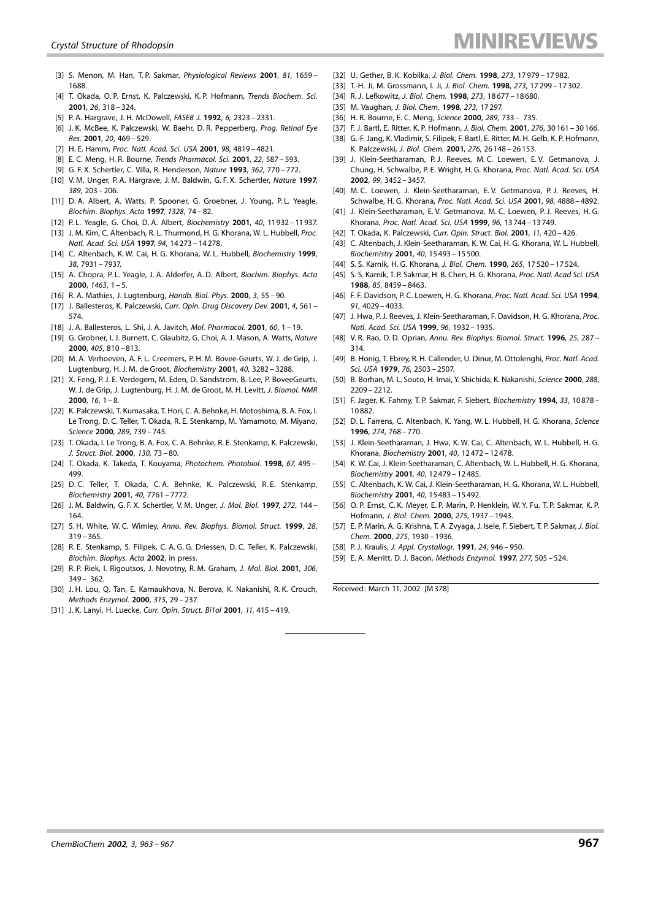[3] S. Menon, M. Han, T. P. Sakmar, *Physiological Reviews* **2001**, *81*, 1659–1688.

[4] T. Okada, O. P. Ernst, K. Palczewski, K. P. Hofmann, *Trends Biochem. Sci.* **2001**, *26*, 318–324.

[5] P. A. Hargrave, J. H. McDowell, *FASEB J.* **1992**, *6*, 2323–2331.

[6] J. K. McBee, K. Palczewski, W. Baehr, D. R. Pepperberg, *Prog. Retinal Eye Res.* **2001**, *20*, 469–529.

[7] H. E. Hamm, *Proc. Natl. Acad. Sci. USA* **2001**, *98*, 4819–4821.

[8] E. C. Meng, H. R. Bourne, *Trends Pharmacol. Sci.* **2001**, *22*, 587–593.

[9] G. F. X. Schertler, C. Villa, R. Henderson, *Nature* **1993**, *362*, 770–772.

[10] V. M. Unger, P. A. Hargrave, J. M. Baldwin, G. F. X. Schertler, *Nature* **1997**, *389*, 203–206.

[11] D. A. Albert, A. Watts, P. Spooner, G. Groebner, J. Young, P. L. Yeagle, *Biochim. Biophys. Acta* **1997**, *1328*, 74–82.

[12] P. L. Yeagle, G. Choi, D. A. Albert, *Biochemistry* **2001**, *40*, 11 932–11 937.

[13] J. M. Kim, C. Altenbach, R. L. Thurmond, H. G. Khorana, W. L. Hubbell, *Proc. Natl. Acad. Sci. USA* **1997**, *94*, 14 273–14 278.

[14] C. Altenbach, K. W. Cai, H. G. Khorana, W. L. Hubbell, *Biochemistry* **1999**, *38*, 7931–7937.

[15] A. Chopra, P. L. Yeagle, J. A. Alderfer, A. D. Albert, *Biochim. Biophys. Acta* **2000**, *1463*, 1–5.

[16] R. A. Mathies, J. Lugtenburg, *Handb. Biol. Phys.* **2000**, *3*, 55–90.

[17] J. Ballesteros, K. Palczewski, *Curr. Opin. Drug Discovery Dev.* **2001**, *4*, 561–574.

[18] J. A. Ballesteros, L. Shi, J. A. Javitch, *Mol. Pharmacol.* **2001**, *60*, 1–19.

[19] G. Grobner, I. J. Burnett, C. Glaubitz, G. Choi, A. J. Mason, A. Watts, *Nature* **2000**, *405*, 810–813.

[20] M. A. Verhoeven, A. F. L. Creemers, P. H. M. Bovee-Geurts, W. J. de Grip, J. Lugtenburg, H. J. M. de Groot, *Biochemistry* **2001**, *40*, 3282–3288.

[21] X. Feng, P. J. E. Verdegem, M. Eden, D. Sandstrom, B. Lee, P. BoveeGeurts, W. J. de Grip, J. Lugtenburg, H. J. M. de Groot, M. H. Levitt, *J. Biomol. NMR* **2000**, *16*, 1–8.

[22] K. Palczewski, T. Kumasaka, T. Hori, C. A. Behnke, H. Motoshima, B. A. Fox, I. Le Trong, D. C. Teller, T. Okada, R. E. Stenkamp, M. Yamamoto, M. Miyano, *Science* **2000**, *289*, 739–745.

[23] T. Okada, I. Le Trong, B. A. Fox, C. A. Behnke, R. E. Stenkamp, K. Palczewski, *J. Struct. Biol.* **2000**, *130*, 73–80.

[24] T. Okada, K. Takeda, T. Kouyama, *Photochem. Photobiol.* **1998**, *67*, 495–499.

[25] D. C. Teller, T. Okada, C. A. Behnke, K. Palczewski, R. E. Stenkamp, *Biochemistry* **2001**, *40*, 7761–7772.

[26] J. M. Baldwin, G. F. X. Schertler, V. M. Unger, *J. Mol. Biol.* **1997**, *272*, 144–164.

[27] S. H. White, W. C. Wimley, *Annu. Rev. Biophys. Biomol. Struct.* **1999**, *28*, 319–365.

[28] R. E. Stenkamp, S. Filipek, C. A. G. G. Driessen, D. C. Teller, K. Palczewski, *Biochim. Biophys. Acta* **2002**, in press.

[29] R. P. Riek, I. Rigoutsos, J. Novotny, R. M. Graham, *J. Mol. Biol.* **2001**, *306*, 349–362.

[30] J. H. Lou, Q. Tan, E. Karnaukhova, N. Berova, K. Nakanishi, R. K. Crouch, *Methods Enzymol.* **2000**, *315*, 29–237.

[31] J. K. Lanyi, H. Luecke, *Curr. Opin. Struct. Bi1ol* **2001**, *11*, 415–419.

[32] U. Gether, B. K. Kobilka, *J. Biol. Chem.* **1998**, *273*, 17 979–17 982.

[33] T.-H. Ji, M. Grossmann, I. Ji, *J. Biol. Chem.* **1998**, *273*, 17 299–17 302.

[34] R. J. Lefkowitz, *J. Biol. Chem.* **1998**, *273*, 18 677–18 680.

[35] M. Vaughan, *J. Biol. Chem.* **1998**, *273*, 17 297.

[36] H. R. Bourne, E. C. Meng, *Science* **2000**, *289*, 733– 735.

[37] F. J. Bartl, E. Ritter, K. P. Hofmann, *J. Biol. Chem.* **2001**, *276*, 30 161–30 166.

[38] G.-F. Jang, K. Vladimir, S. Filipek, F. Bartl, E. Ritter, M. H. Gelb, K. P. Hofmann, K. Palczewski, *J. Biol. Chem.* **2001**, *276*, 26 148–26 153.

[39] J. Klein-Seetharaman, P. J. Reeves, M. C. Loewen, E. V. Getmanova, J. Chung, H. Schwalbe, P. E. Wright, H. G. Khorana, *Proc. Natl. Acad. Sci. USA* **2002**, *99*, 3452–3457.

[40] M. C. Loewen, J. Klein-Seetharaman, E. V. Getmanova, P. J. Reeves, H. Schwalbe, H. G. Khorana, *Proc. Natl. Acad. Sci. USA* **2001**, *98*, 4888–4892.

[41] J. Klein-Seetharaman, E. V. Getmanova, M. C. Loewen, P. J. Reeves, H. G. Khorana, *Proc. Natl. Acad. Sci. USA* **1999**, *96*, 13 744–13 749.

[42] T. Okada, K. Palczewski, *Curr. Opin. Struct. Biol.* **2001**, *11*, 420–426.

[43] C. Altenbach, J. Klein-Seetharaman, K. W. Cai, H. G. Khorana, W. L. Hubbell, *Biochemistry* **2001**, *40*, 15 493–15 500.

[44] S. S. Karnik, H. G. Khorana, *J. Biol. Chem.* **1990**, *265*, 17 520–17 524.

[45] S. S. Karnik, T. P. Sakmar, H. B. Chen, H. G. Khorana, *Proc. Natl. Acad Sci. USA* **1988**, *85*, 8459–8463.

[46] F. F. Davidson, P. C. Loewen, H. G. Khorana, *Proc. Natl. Acad. Sci. USA* **1994**, *91*, 4029–4033.

[47] J. Hwa, P. J. Reeves, J. Klein-Seetharaman, F. Davidson, H. G. Khorana, *Proc. Natl. Acad. Sci. USA* **1999**, *96*, 1932–1935.

[48] V. R. Rao, D. D. Oprian, *Annu. Rev. Biophys. Biomol. Struct.* **1996**, *25*, 287–314.

[49] B. Honig, T. Ebrey, R. H. Callender, U. Dinur, M. Ottolenghi, *Proc. Natl. Acad. Sci. USA* **1979**, *76*, 2503–2507.

[50] B. Borhan, M. L. Souto, H. Imai, Y. Shichida, K. Nakanishi, *Science* **2000**, *288*, 2209–2212.

[51] F. Jager, K. Fahmy, T. P. Sakmar, F. Siebert, *Biochemistry* **1994**, *33*, 10 878–10 882.

[52] D. L. Farrens, C. Altenbach, K. Yang, W. L. Hubbell, H. G. Khorana, *Science* **1996**, *274*, 768–770.

[53] J. Klein-Seetharaman, J. Hwa, K. W. Cai, C. Altenbach, W. L. Hubbell, H. G. Khorana, *Biochemistry* **2001**, *40*, 12 472–12 478.

[54] K. W. Cai, J. Klein-Seetharaman, C. Altenbach, W. L. Hubbell, H. G. Khorana, *Biochemistry* **2001**, *40*, 12 479–12 485.

[55] C. Altenbach, K. W. Cai, J. Klein-Seetharaman, H. G. Khorana, W. L. Hubbell, *Biochemistry* **2001**, *40*, 15 483–15 492.

[56] O. P. Ernst, C. K. Meyer, E. P. Marin, P. Henklein, W. Y. Fu, T. P. Sakmar, K. P. Hofmann, *J. Biol. Chem.* **2000**, *275*, 1937–1943.

[57] E. P. Marin, A. G. Krishna, T. A. Zvyaga, J. Isele, F. Siebert, T. P. Sakmar, *J. Biol. Chem.* **2000**, *275*, 1930–1936.

[58] P. J. Kraulis, *J. Appl. Crystallogr.* **1991**, *24*, 946–950.

[59] E. A. Merritt, D. J. Bacon, *Methods Enzymol.* **1997**, *277*, 505–524.

Received: March 11, 2002 [M 378]